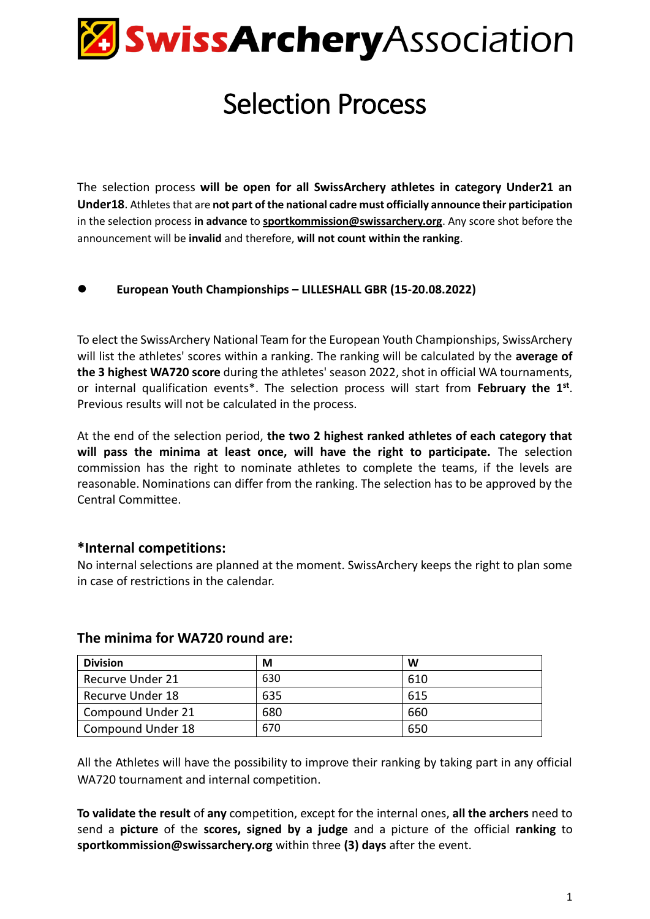# SwissArcheryAssociation

# Selection Process

The selection process **will be open for all SwissArchery athletes in category Under21 an Under18**. Athletes that are **not part of the national cadre must officially announce their participation** in the selection process **in advance** to **sportkommission@swissarchery.org**. Any score shot before the announcement will be **invalid** and therefore, **will not count within the ranking**.

- **European Youth Championships – LILLESHALL GBR (15-20.08.2022)**

To elect the SwissArchery National Team for the European Youth Championships, SwissArchery will list the athletes' scores within a ranking. The ranking will be calculated by the **average of the 3 highest WA720 score** during the athletes' season 2022, shot in official WA tournaments, or internal qualification events*. The selection process will start from **February the 1st**. Previous results will not be calculated in the process.

At the end of the selection period, **the two 2 highest ranked athletes of each category that will pass the minima at least once, will have the right to participate.** The selection commission has the right to nominate athletes to complete the teams, if the levels are reasonable. Nominations can differ from the ranking. The selection has to be approved by the Central Committee.

### *Internal competitions:

No internal selections are planned at the moment. SwissArchery keeps the right to plan some in case of restrictions in the calendar.

### The minima for WA720 round are:

| Division | M | W |
|---|---|---|
| Recurve Under 21 | 630 | 610 |
| Recurve Under 18 | 635 | 615 |
| Compound Under 21 | 680 | 660 |
| Compound Under 18 | 670 | 650 |

All the Athletes will have the possibility to improve their ranking by taking part in any official WA720 tournament and internal competition.

**To validate the result** of **any** competition, except for the internal ones, **all the archers** need to send a **picture** of the **scores, signed by a judge** and a picture of the official **ranking** to **sportkommission@swissarchery.org** within three **(3) days** after the event.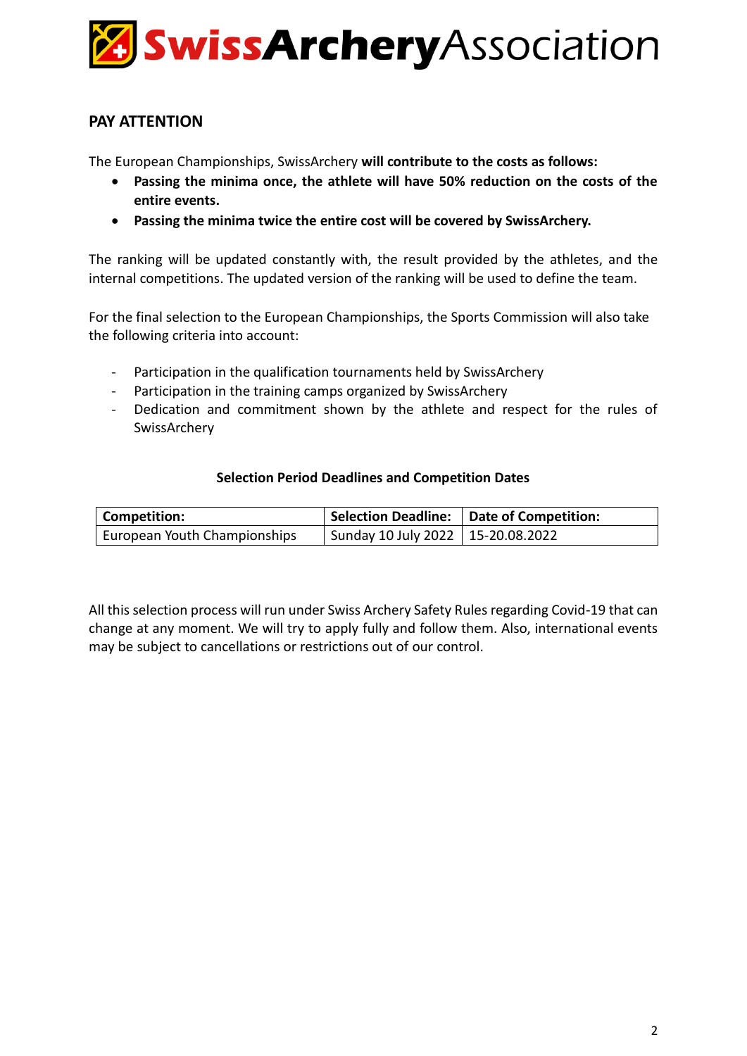# SwissArcheryAssociation

## PAY ATTENTION

The European Championships, SwissArchery **will contribute to the costs as follows:**

- **Passing the minima once, the athlete will have 50% reduction on the costs of the entire events.**
- **Passing the minima twice the entire cost will be covered by SwissArchery.**

The ranking will be updated constantly with, the result provided by the athletes, and the internal competitions. The updated version of the ranking will be used to define the team.

For the final selection to the European Championships, the Sports Commission will also take the following criteria into account:

- Participation in the qualification tournaments held by SwissArchery
- Participation in the training camps organized by SwissArchery
- Dedication and commitment shown by the athlete and respect for the rules of SwissArchery

**Selection Period Deadlines and Competition Dates**

| **Competition:** | **Selection Deadline:** | **Date of Competition:** |
| --- | --- | --- |
| European Youth Championships | Sunday 10 July 2022 | 15-20.08.2022 |

All this selection process will run under Swiss Archery Safety Rules regarding Covid-19 that can change at any moment. We will try to apply fully and follow them. Also, international events may be subject to cancellations or restrictions out of our control.